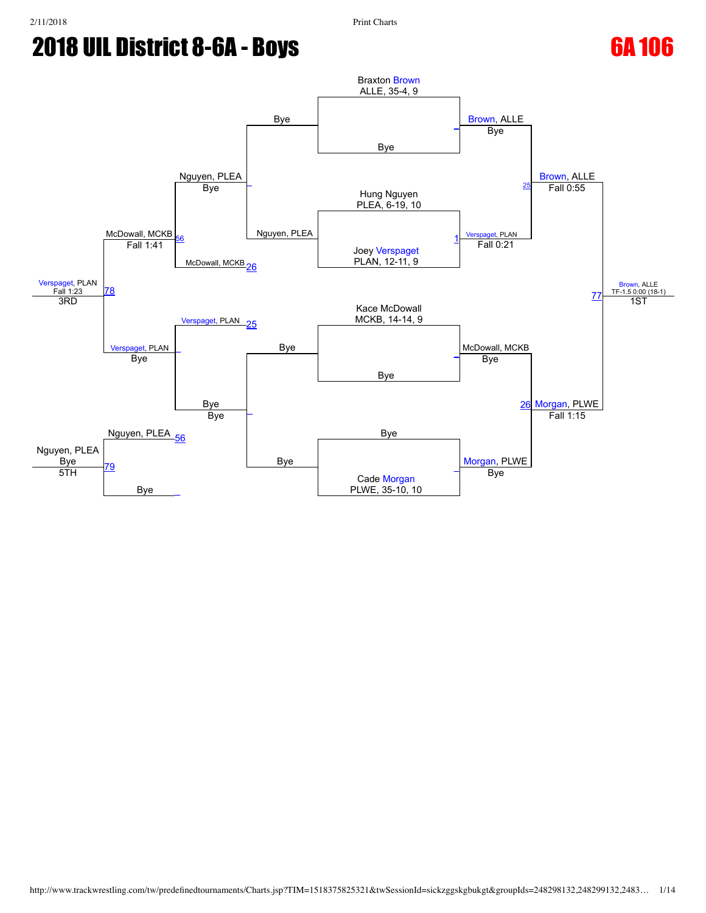# 2018 UIL District 8-6A - Boys

## 6A 106

### Championship Bracket

**Seeds:**

- Braxton Brown, ALLE, 35-4, 9
- Bye
- Hung Nguyen, PLEA, 6-19, 10
- Joey Verspaget, PLAN, 12-11, 9
- Kace McDowall, MCKB, 14-14, 9
- Bye
- Bye
- Cade Morgan, PLWE, 35-10, 10

**Quarterfinals:**

- Brown, ALLE — Bye
- Verspaget, PLAN — Fall 0:21 (Match 1)
- McDowall, MCKB — Bye
- Morgan, PLWE — Bye

**Semifinals:**

- Brown, ALLE — Fall 0:55 (Match 25)
- Morgan, PLWE — Fall 1:15 (Match 26)

**Final (Match 77):**

- Brown, ALLE — TF-1.5 0:00 (18-1) — 1ST

### Consolation Bracket

**Round 1:**

- Bye vs. Nguyen, PLEA → Nguyen, PLEA
- Bye vs. Bye → Bye

**Round 2:**

- Nguyen, PLEA vs. McDowall, MCKB (Match 26) → Nguyen, PLEA — Bye
- Verspaget, PLAN (Match 25) vs. Bye → Verspaget, PLAN — Bye

**Consolation Semifinal:**

- McDowall, MCKB — Fall 1:41 (Match 56)

**3rd Place (Match 78):**

- Verspaget, PLAN — Fall 1:23 — 3RD

**5th Place:**

- Nguyen, PLEA (Match 56) vs. Bye (Match 79) → Nguyen, PLEA — Bye — 5TH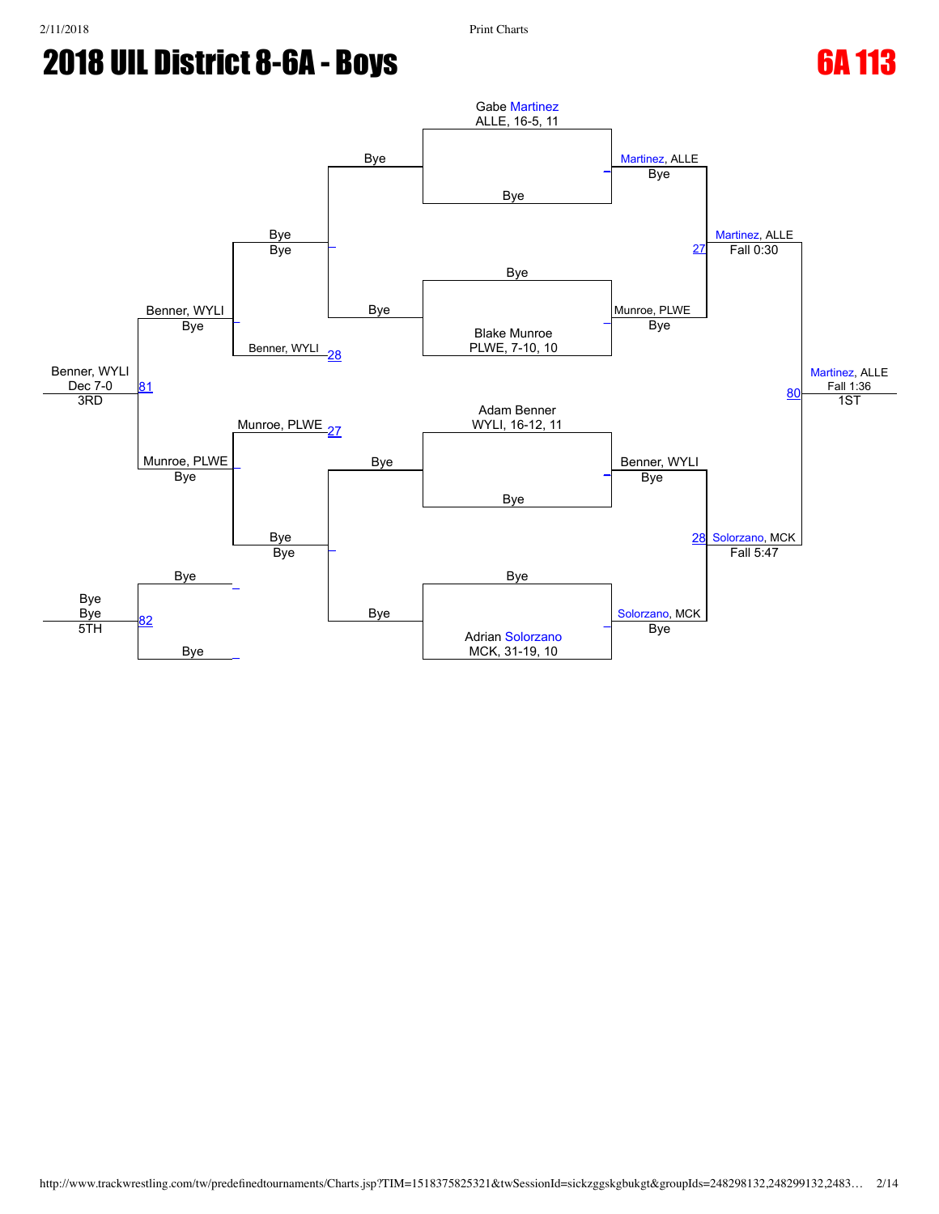# 2018 UIL District 8-6A - Boys

## 6A 113

### Championship Bracket

**Seeds / Entrants**
- Gabe Martinez, ALLE, 16-5, 11 — Bye
- Bye — Blake Munroe, PLWE, 7-10, 10
- Adam Benner, WYLI, 16-12, 11 — Bye
- Bye — Adrian Solorzano, MCK, 31-19, 10

**Quarterfinals**
- Martinez, ALLE — Bye
- Munroe, PLWE — Bye
- Benner, WYLI — Bye
- Solorzano, MCK — Bye

**Semifinals**
- Match 27: Martinez, ALLE — Fall 0:30
- Match 28: Solorzano, MCK — Fall 5:47

**Final**
- Match 80: Martinez, ALLE — Fall 1:36 — 1ST

### Consolation Bracket

- Bye / Bye
- Munroe, PLWE 27 / Bye / Bye
- Bye / Benner, WYLI 28
- Benner, WYLI — Bye
- Munroe, PLWE — Bye
- Match 81: Benner, WYLI — Dec 7-0 — 3RD
- Bye / Bye
- Match 82: Bye — Bye — 5TH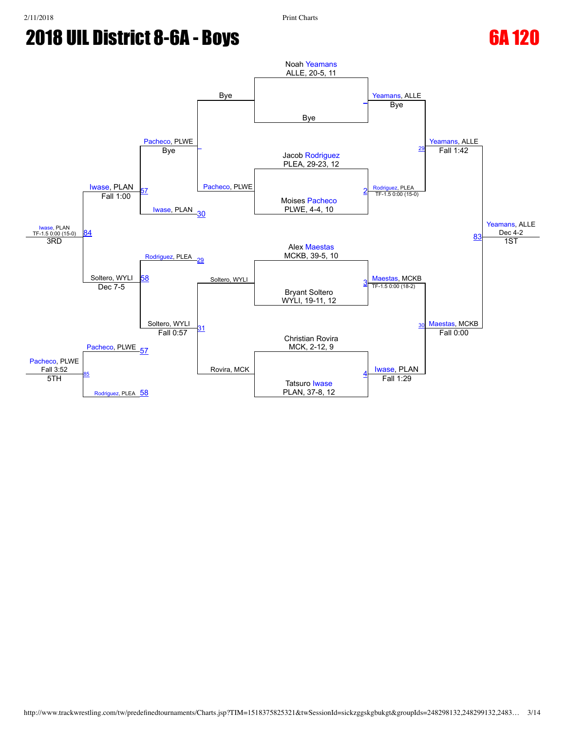# 2018 UIL District 8-6A - Boys

## 6A 120

### Championship Bracket

**First Round**

- Noah Yeamans, ALLE, 20-5, 11 vs. Bye → Yeamans, ALLE (Bye)
- Jacob Rodriguez, PLEA, 29-23, 12 vs. Moises Pacheco, PLWE, 4-4, 10 → Rodriguez, PLEA (TF-1.5 0:00 (15-0)) [2]
- Alex Maestas, MCKB, 39-5, 10 vs. Bryant Soltero, WYLI, 19-11, 12 → Maestas, MCKB (TF-1.5 0:00 (18-2)) [3]
- Christian Rovira, MCK, 2-12, 9 vs. Tatsuro Iwase, PLAN, 37-8, 12 → Iwase, PLAN (Fall 1:29) [4]

**Semifinals**

- Yeamans, ALLE vs. Rodriguez, PLEA → Yeamans, ALLE (Fall 1:42) [29]
- Maestas, MCKB vs. Iwase, PLAN → Maestas, MCKB (Fall 0:00) [30]

**Final**

- Yeamans, ALLE vs. Maestas, MCKB → Yeamans, ALLE (Dec 4-2) [83] — 1ST

### Consolation Bracket

**Consolation Round 1**

- Bye vs. Pacheco, PLWE → Pacheco, PLWE (Bye)
- Soltero, WYLI vs. Rovira, MCK → Soltero, WYLI (Fall 0:57) [31]

**Consolation Round 2**

- Pacheco, PLWE vs. Iwase, PLAN [30] → Iwase, PLAN (Fall 1:00) [57]
- Rodriguez, PLEA [29] vs. Soltero, WYLI → Soltero, WYLI (Dec 7-5) [58]

**3rd Place**

- Iwase, PLAN vs. Soltero, WYLI → Iwase, PLAN (TF-1.5 0:00 (15-0)) [84] — 3RD

**5th Place**

- Pacheco, PLWE [57] vs. Rodriguez, PLEA [58] → Pacheco, PLWE (Fall 3:52) [85] — 5TH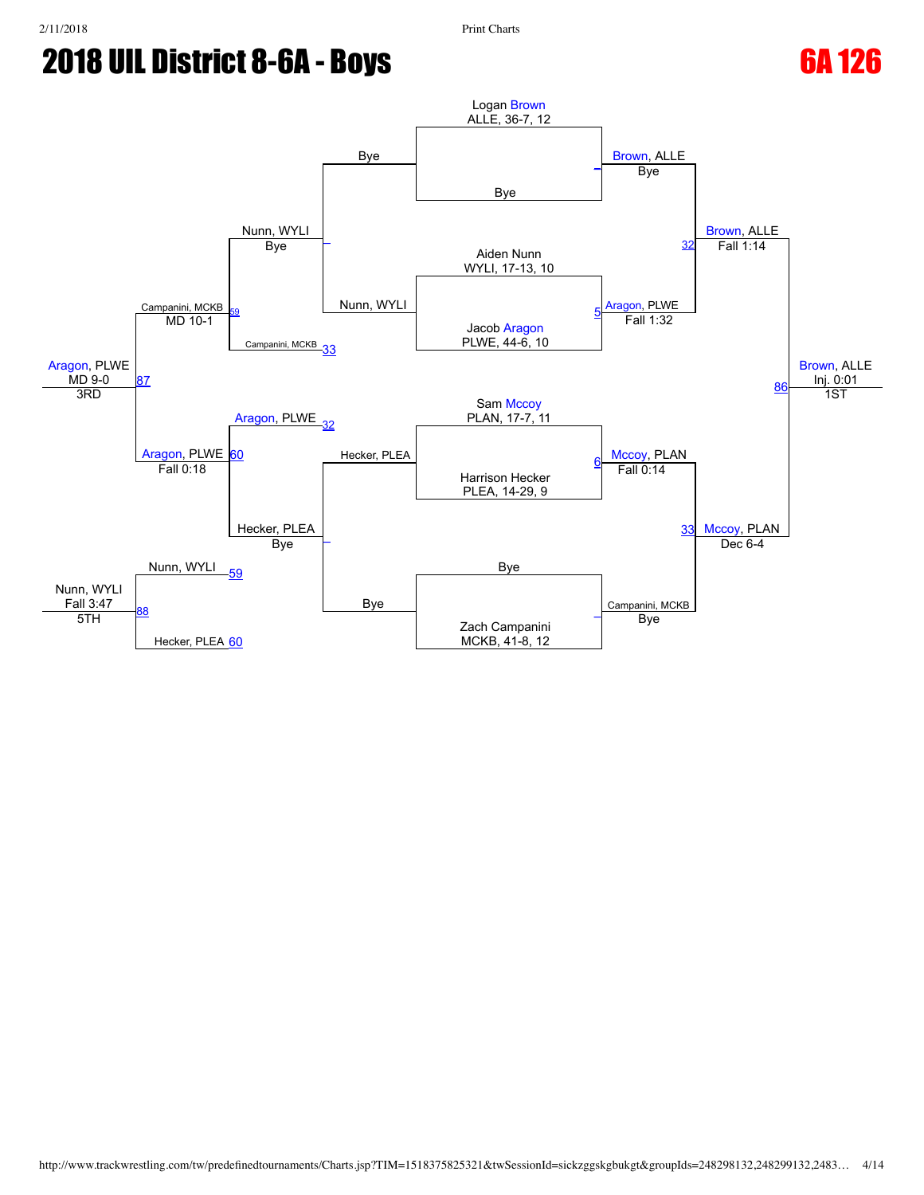# 2018 UIL District 8-6A - Boys

## 6A 126

### Championship Bracket

**Round 1**

- Logan Brown, ALLE, 36-7, 12 vs. Bye — Brown, ALLE (Bye)
- Aiden Nunn, WYLI, 17-13, 10 vs. Jacob Aragon, PLWE, 44-6, 10 — Aragon, PLWE (Fall 1:32) [5]
- Sam Mccoy, PLAN, 17-7, 11 vs. Harrison Hecker, PLEA, 14-29, 9 — Mccoy, PLAN (Fall 0:14) [6]
- Bye vs. Zach Campanini, MCKB, 41-8, 12 — Campanini, MCKB (Bye)

**Semifinals**

- Brown, ALLE vs. Aragon, PLWE — Brown, ALLE (Fall 1:14) [32]
- Mccoy, PLAN vs. Campanini, MCKB — Mccoy, PLAN (Dec 6-4) [33]

**Final**

- Brown, ALLE vs. Mccoy, PLAN — Brown, ALLE (Inj. 0:01) [86] — 1ST

### Consolation Bracket

- Bye vs. Nunn, WYLI — Nunn, WYLI (Bye)
- Hecker, PLEA vs. Bye — Hecker, PLEA (Bye)
- Nunn, WYLI vs. Campanini, MCKB [33] — Campanini, MCKB (MD 10-1) [59]
- Aragon, PLWE [32] vs. Hecker, PLEA — Aragon, PLWE (Fall 0:18) [60]
- Campanini, MCKB vs. Aragon, PLWE — Aragon, PLWE (MD 9-0) [87] — 3RD

### 5th Place

- Nunn, WYLI [59] vs. Hecker, PLEA [60] — Nunn, WYLI (Fall 3:47) [88] — 5TH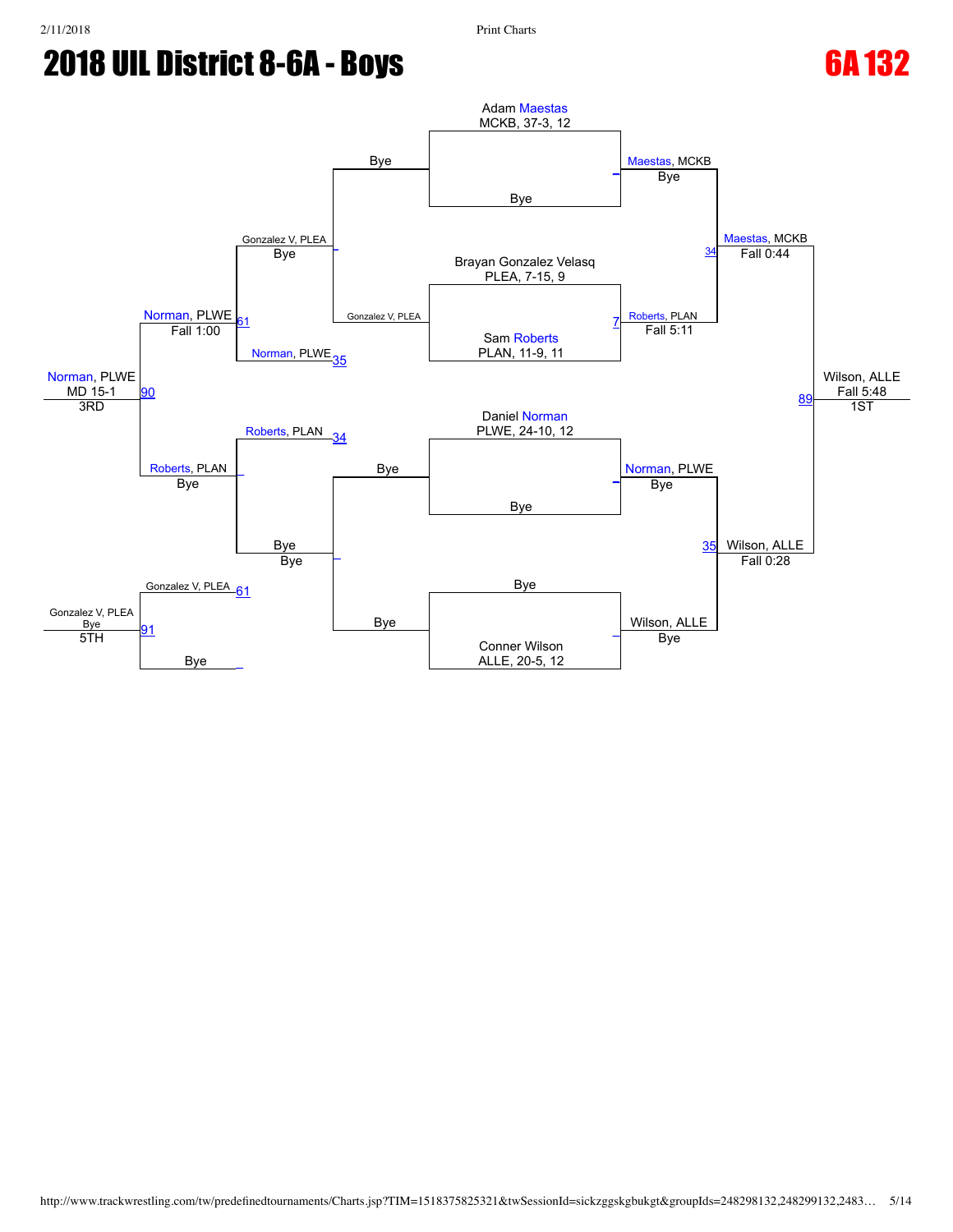# 2018 UIL District 8-6A - Boys

## 6A 132

### Championship Bracket

**Seeds / First Round**

- Adam Maestas, MCKB, 37-3, 12 vs. Bye — Maestas, MCKB (Bye)
- Brayan Gonzalez Velasq, PLEA, 7-15, 9 vs. Sam Roberts, PLAN, 11-9, 11 — Roberts, PLAN (Fall 5:11) [7]
- Daniel Norman, PLWE, 24-10, 12 vs. Bye — Norman, PLWE (Bye)
- Bye vs. Conner Wilson, ALLE, 20-5, 12 — Wilson, ALLE (Bye)

**Semifinals**

- Maestas, MCKB vs. Roberts, PLAN — Maestas, MCKB (Fall 0:44) [34]
- Norman, PLWE vs. Wilson, ALLE — Wilson, ALLE (Fall 0:28) [35]

**Final**

- Maestas, MCKB vs. Wilson, ALLE — Wilson, ALLE (Fall 5:48) [89] — 1ST

### Consolation Bracket

- Bye vs. Gonzalez V, PLEA — Gonzalez V, PLEA (Bye)
- Bye vs. Bye — Bye
- Gonzalez V, PLEA vs. Norman, PLWE (loser of 35) — Norman, PLWE [61]
- Roberts, PLAN (loser of 34) vs. Bye — Roberts, PLAN
- Norman, PLWE vs. Roberts, PLAN — Norman, PLWE (Fall 1:00)
- Norman, PLWE vs. Roberts, PLAN — Norman, PLWE (MD 15-1) [90] — 3RD
- Gonzalez V, PLEA (loser of 61) vs. Bye — Gonzalez V, PLEA (Bye) [91] — 5TH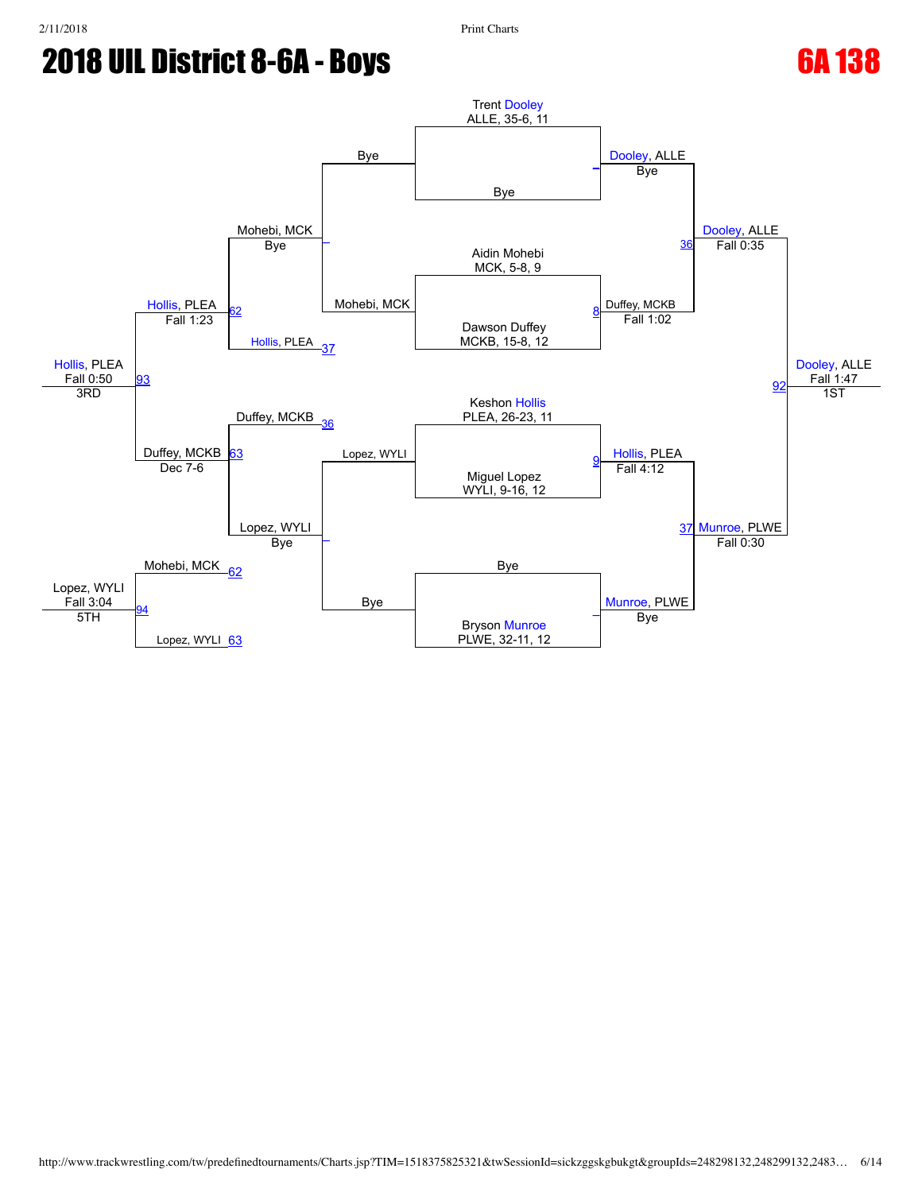# 2018 UIL District 8-6A - Boys

## 6A 138

### Championship Bracket

**First Round**

- Trent Dooley, ALLE, 35-6, 11 vs. Bye — Dooley, ALLE, Bye
- Aidin Mohebi, MCK, 5-8, 9 vs. Dawson Duffey, MCKB, 15-8, 12 — Duffey, MCKB, Fall 1:02 (8)
- Keshon Hollis, PLEA, 26-23, 11 vs. Miguel Lopez, WYLI, 9-16, 12 — Hollis, PLEA, Fall 4:12 (9)
- Bye vs. Bryson Munroe, PLWE, 32-11, 12 — Munroe, PLWE, Bye

**Semifinals**

- Dooley, ALLE vs. Duffey, MCKB — Dooley, ALLE, Fall 0:35 (36)
- Hollis, PLEA vs. Munroe, PLWE — Munroe, PLWE, Fall 0:30 (37)

**Final**

- Dooley, ALLE vs. Munroe, PLWE — Dooley, ALLE, Fall 1:47 (92) — 1ST

### Consolation Bracket

**Consolation Round 1**

- Bye vs. Mohebi, MCK — Mohebi, MCK, Bye
- Lopez, WYLI vs. Bye — Lopez, WYLI, Bye

**Consolation Round 2**

- Mohebi, MCK vs. Hollis, PLEA (37) — Hollis, PLEA, Fall 1:23 (62)
- Duffey, MCKB (36) vs. Lopez, WYLI — Duffey, MCKB, Dec 7-6 (63)

**3rd Place**

- Hollis, PLEA vs. Duffey, MCKB — Hollis, PLEA, Fall 0:50 (93) — 3RD

**5th Place**

- Mohebi, MCK (62) vs. Lopez, WYLI (63) — Lopez, WYLI, Fall 3:04 (94) — 5TH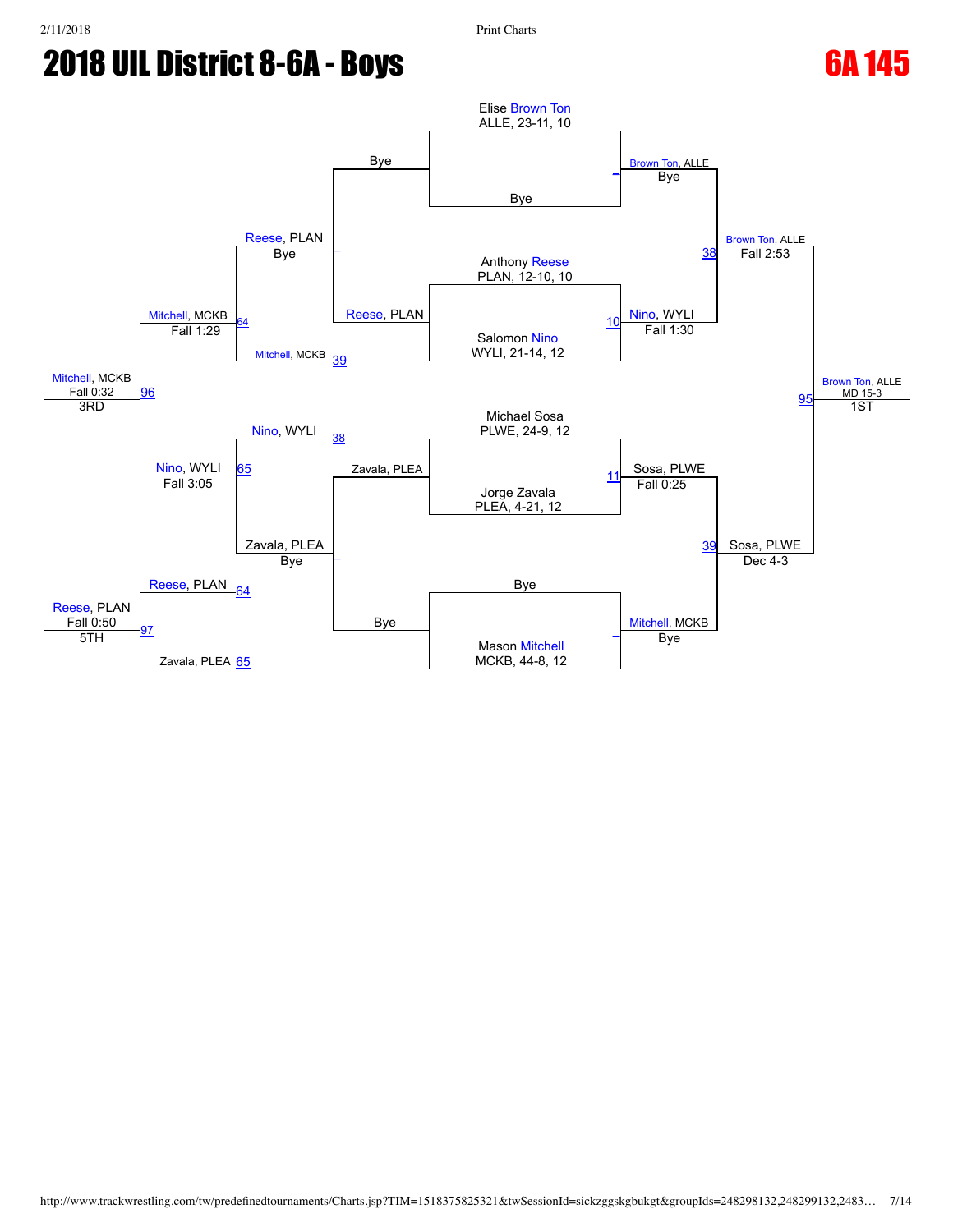# 2018 UIL District 8-6A - Boys

## 6A 145

### Championship Bracket

**Quarterfinals**

- Elise Brown Ton, ALLE, 23-11, 10 vs. Bye — Brown Ton, ALLE (Bye)
- Anthony Reese, PLAN, 12-10, 10 vs. Salomon Nino, WYLI, 21-14, 12 — (10) Nino, WYLI (Fall 1:30)
- Michael Sosa, PLWE, 24-9, 12 vs. Jorge Zavala, PLEA, 4-21, 12 — (11) Sosa, PLWE (Fall 0:25)
- Bye vs. Mason Mitchell, MCKB, 44-8, 12 — Mitchell, MCKB (Bye)

**Semifinals**

- Brown Ton, ALLE vs. Nino, WYLI — (38) Brown Ton, ALLE (Fall 2:53)
- Sosa, PLWE vs. Mitchell, MCKB — (39) Sosa, PLWE (Dec 4-3)

**Final**

- Brown Ton, ALLE vs. Sosa, PLWE — (95) Brown Ton, ALLE (MD 15-3) — 1ST

### Consolation Bracket

- Bye vs. Reese, PLAN — Reese, PLAN (Bye)
- Zavala, PLEA vs. Bye — Zavala, PLEA (Bye)
- (38) Nino, WYLI vs. (65) Zavala, PLEA — Nino, WYLI (Fall 3:05)
- Reese, PLAN vs. (39) Mitchell, MCKB — (64) Mitchell, MCKB (Fall 1:29)
- Mitchell, MCKB vs. Nino, WYLI — (96) Mitchell, MCKB (Fall 0:32) — 3RD
- (64) Reese, PLAN vs. (65) Zavala, PLEA — (97) Reese, PLAN (Fall 0:50) — 5TH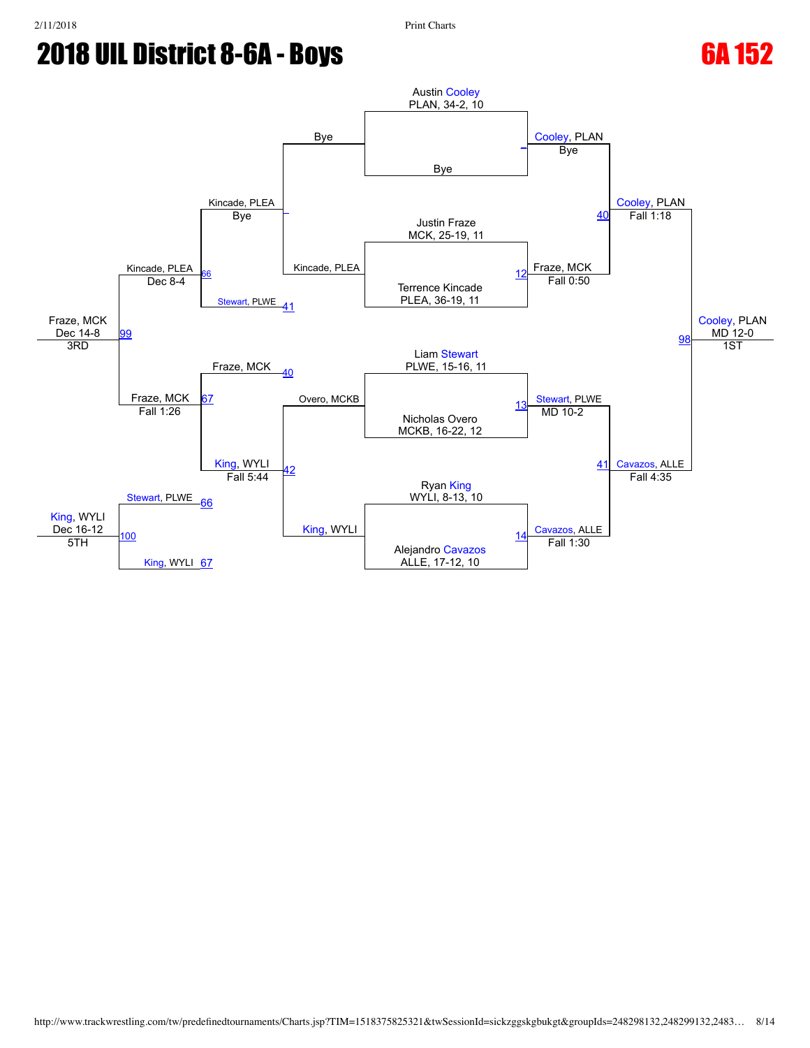# 2018 UIL District 8-6A - Boys

## 6A 152

### Championship Bracket

**Initial matches:**

- Austin Cooley, PLAN, 34-2, 10 vs. Bye — Cooley, PLAN, Bye
- Justin Fraze, MCK, 25-19, 11 vs. Terrence Kincade, PLEA, 36-19, 11 — (12) Fraze, MCK, Fall 0:50
- Liam Stewart, PLWE, 15-16, 11 vs. Nicholas Overo, MCKB, 16-22, 12 — (13) Stewart, PLWE, MD 10-2
- Ryan King, WYLI, 8-13, 10 vs. Alejandro Cavazos, ALLE, 17-12, 10 — (14) Cavazos, ALLE, Fall 1:30

**Semifinals:**

- (40) Cooley, PLAN, Fall 1:18
- (41) Cavazos, ALLE, Fall 4:35

**Final:**

- (98) Cooley, PLAN, MD 12-0 — 1ST

### Consolation Bracket

- Bye vs. Kincade, PLEA — Kincade, PLEA, Bye
- Overo, MCKB vs. King, WYLI — (42) King, WYLI, Fall 5:44
- (66) Kincade, PLEA vs. Stewart, PLWE (41) — Kincade, PLEA, Dec 8-4
- Fraze, MCK (40) vs. King, WYLI (42) — (67) Fraze, MCK, Fall 1:26
- (99) Kincade, PLEA vs. Fraze, MCK — Fraze, MCK, Dec 14-8 — 3RD
- (100) Stewart, PLWE (66) vs. King, WYLI (67) — King, WYLI, Dec 16-12 — 5TH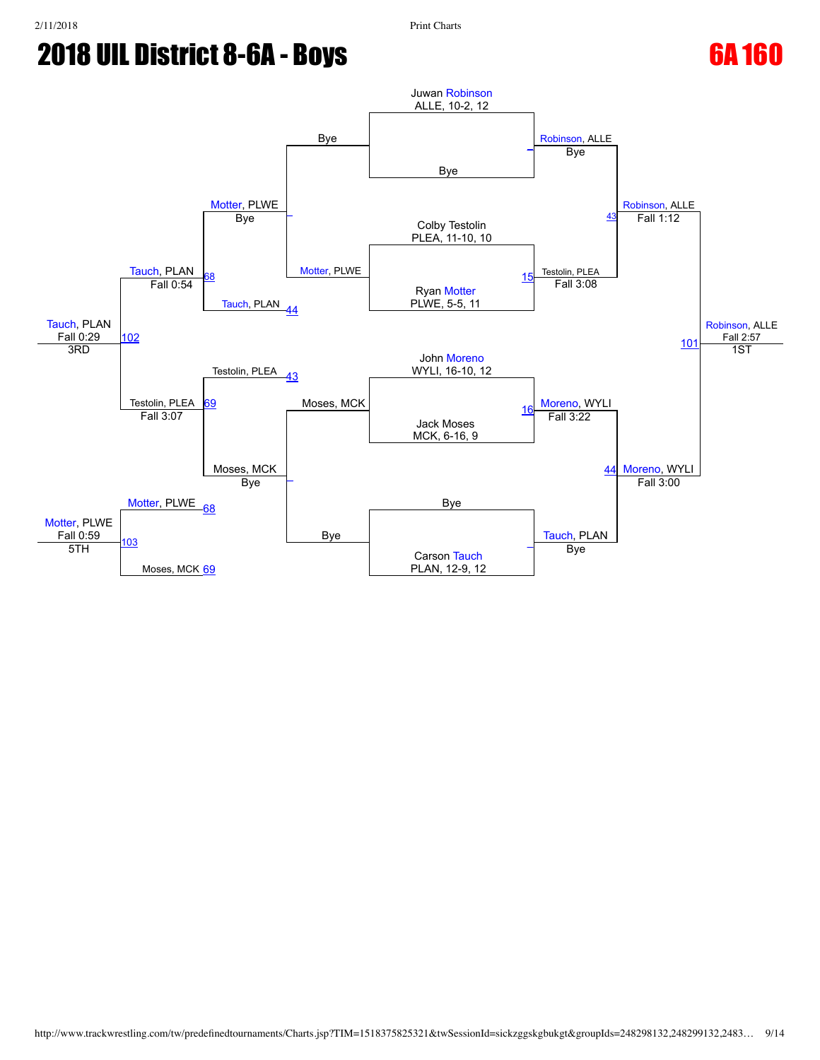# 2018 UIL District 8-6A - Boys

# 6A 160

## Championship Bracket

**First Round**

- Juwan Robinson, ALLE, 10-2, 12 vs Bye → Robinson, ALLE (Bye)
- Colby Testolin, PLEA, 11-10, 10 vs Ryan Motter, PLWE, 5-5, 11 → Testolin, PLEA (Fall 3:08) [15]
- John Moreno, WYLI, 16-10, 12 vs Jack Moses, MCK, 6-16, 9 → Moreno, WYLI (Fall 3:22) [16]
- Bye vs Carson Tauch, PLAN, 12-9, 12 → Tauch, PLAN (Bye)

**Semifinals**

- Robinson, ALLE vs Testolin, PLEA → Robinson, ALLE (Fall 1:12) [43]
- Moreno, WYLI vs Tauch, PLAN → Moreno, WYLI (Fall 3:00) [44]

**Final**

- Robinson, ALLE vs Moreno, WYLI → Robinson, ALLE (Fall 2:57) [101] — 1ST

## Consolation Bracket

**Consolation Round 1**

- Bye vs Motter, PLWE → Motter, PLWE (Bye)
- Moses, MCK vs Bye → Moses, MCK (Bye)

**Consolation Round 2**

- Motter, PLWE vs Tauch, PLAN [44] → Tauch, PLAN (Fall 0:54) [68]
- Testolin, PLEA [43] vs Moses, MCK → Testolin, PLEA (Fall 3:07) [69]

**3rd Place**

- Tauch, PLAN vs Testolin, PLEA → Tauch, PLAN (Fall 0:29) [102] — 3RD

**5th Place**

- Motter, PLWE [68] vs Moses, MCK [69] → Motter, PLWE (Fall 0:59) [103] — 5TH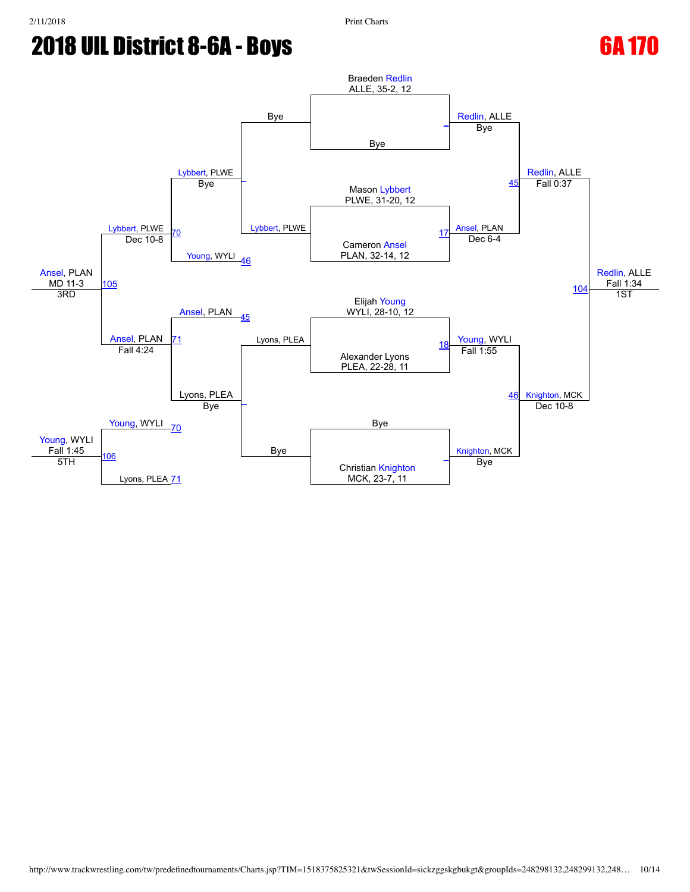# 2018 UIL District 8-6A - Boys

## 6A 170

**Championship Bracket**

Braeden Redlin
ALLE, 35-2, 12

Bye

Mason Lybbert
PLWE, 31-20, 12

Cameron Ansel
PLAN, 32-14, 12

Elijah Young
WYLI, 28-10, 12

Alexander Lyons
PLEA, 22-28, 11

Bye

Christian Knighton
MCK, 23-7, 11

Quarterfinals:
- Redlin, ALLE — Bye
- Ansel, PLAN — Dec 6-4 (17)
- Young, WYLI — Fall 1:55 (18)
- Knighton, MCK — Bye

Semifinals:
- Redlin, ALLE — Fall 0:37 (45)
- Knighton, MCK — Dec 10-8 (46)

Final:
- Redlin, ALLE — Fall 1:34 (104) — 1ST

**Consolation Bracket**

First round:
- Bye / Lybbert, PLWE → Lybbert, PLWE — Bye
- Lyons, PLEA / Bye → Lyons, PLEA — Bye

Second round:
- Lybbert, PLWE vs Young, WYLI (46) → Lybbert, PLWE — Dec 10-8 (70)
- Ansel, PLAN (45) vs Lyons, PLEA → Ansel, PLAN — Fall 4:24 (71)

3rd Place (105):
- Ansel, PLAN — MD 11-3 — 3RD

5th Place (106):
- Young, WYLI (70) vs Lyons, PLEA (71) → Young, WYLI — Fall 1:45 — 5TH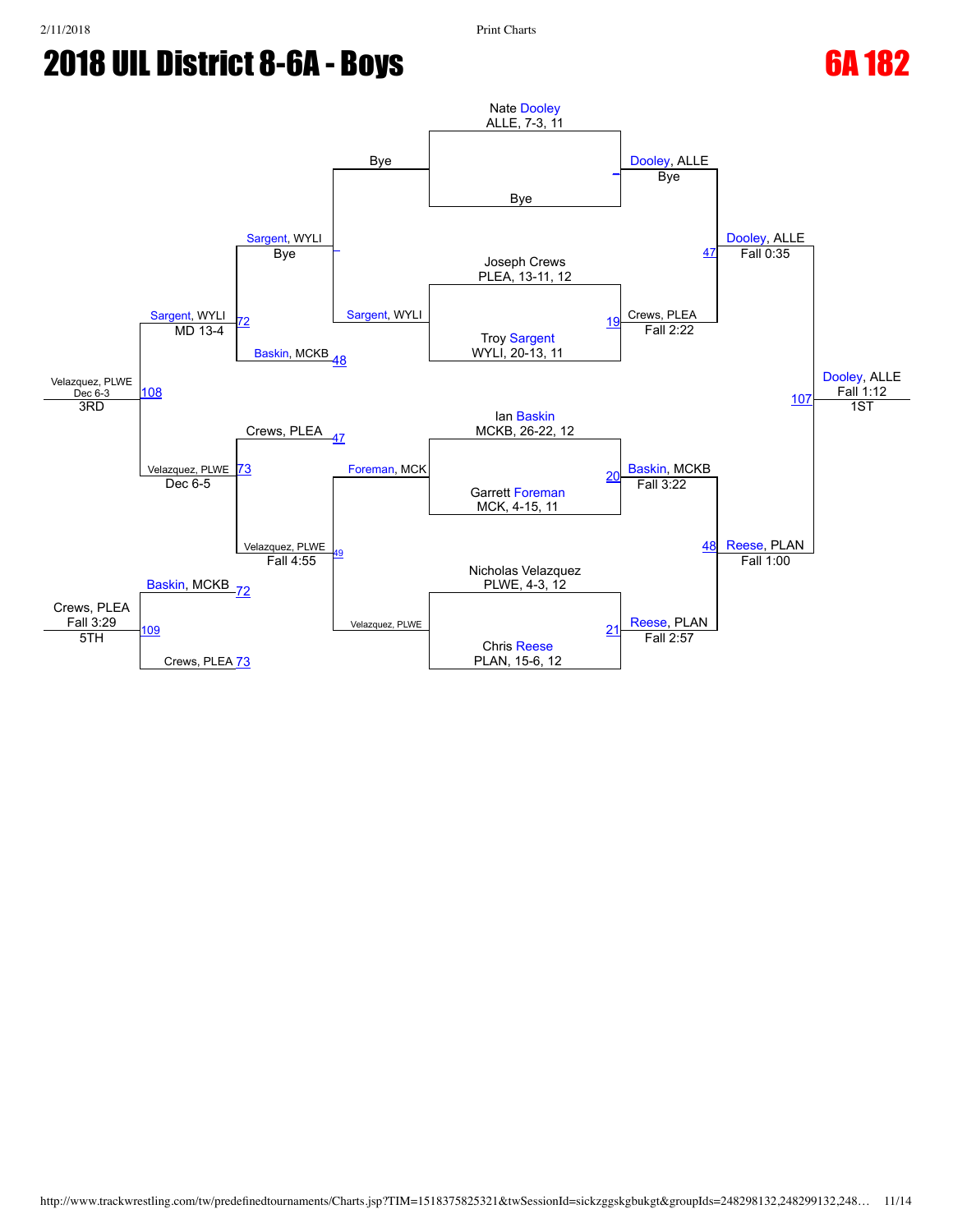# 2018 UIL District 8-6A - Boys

## 6A 182

### Championship Bracket

**Seeds / First Round**

- Nate Dooley, ALLE, 7-3, 11 vs. Bye → Dooley, ALLE (Bye)
- Joseph Crews, PLEA, 13-11, 12 vs. Troy Sargent, WYLI, 20-13, 11 → (19) Crews, PLEA, Fall 2:22
- Ian Baskin, MCKB, 26-22, 12 vs. Garrett Foreman, MCK, 4-15, 11 → (20) Baskin, MCKB, Fall 3:22
- Nicholas Velazquez, PLWE, 4-3, 12 vs. Chris Reese, PLAN, 15-6, 12 → (21) Reese, PLAN, Fall 2:57

**Semifinals**

- (47) Dooley, ALLE, Fall 0:35
- (48) Reese, PLAN, Fall 1:00

**Final**

- (107) Dooley, ALLE, Fall 1:12 — 1ST

### Consolation Bracket

- Bye vs. Sargent, WYLI → Sargent, WYLI (Bye)
- Foreman, MCK vs. Velazquez, PLWE → (49) Velazquez, PLWE, Fall 4:55
- (48) Sargent, WYLI vs. Baskin, MCKB → (72) Sargent, WYLI, MD 13-4
- (47) Crews, PLEA vs. Velazquez, PLWE → (73) Velazquez, PLWE, Dec 6-5
- (108) Velazquez, PLWE, Dec 6-3 — 3RD
- (72) Baskin, MCKB vs. (73) Crews, PLEA → (109) Crews, PLEA, Fall 3:29 — 5TH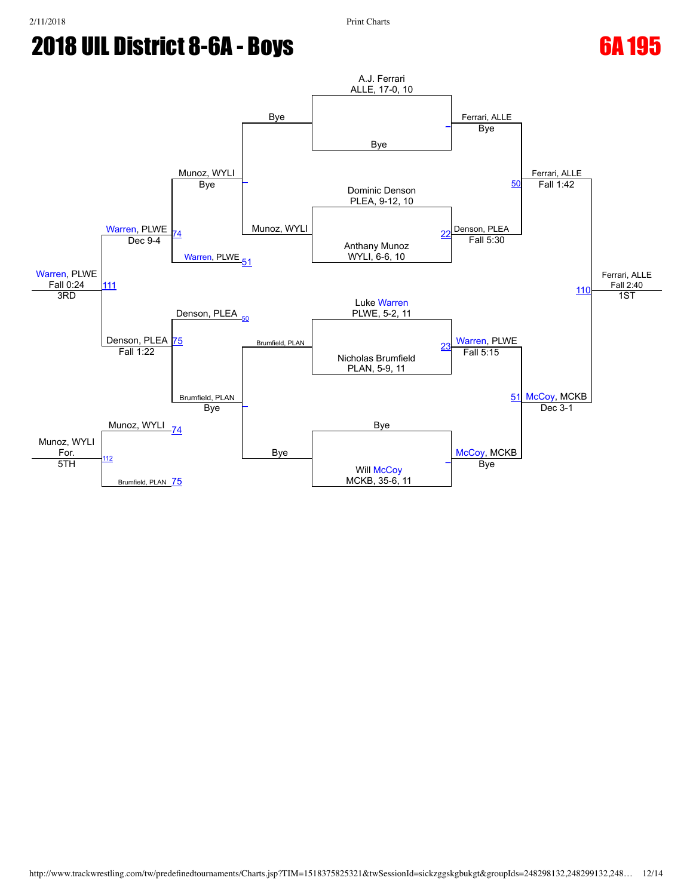# 2018 UIL District 8-6A - Boys

## 6A 195

### Championship Bracket

**First Round**

- A.J. Ferrari (ALLE, 17-0, 10) vs Bye — Ferrari, ALLE, Bye
- Dominic Denson (PLEA, 9-12, 10) vs Anthany Munoz (WYLI, 6-6, 10) — [22] Denson, PLEA, Fall 5:30
- Luke Warren (PLWE, 5-2, 11) vs Nicholas Brumfield (PLAN, 5-9, 11) — [23] Warren, PLWE, Fall 5:15
- Bye vs Will McCoy (MCKB, 35-6, 11) — McCoy, MCKB, Bye

**Semifinals**

- [50] Ferrari, ALLE, Fall 1:42
- [51] McCoy, MCKB, Dec 3-1

**Finals**

- [110] Ferrari, ALLE, Fall 2:40 — 1ST

### Consolation Bracket

**Consolation First Round**

- Bye vs Munoz, WYLI — Munoz, WYLI, Bye
- Brumfield, PLAN vs Bye — Brumfield, PLAN, Bye

**Consolation Quarterfinals**

- Munoz, WYLI vs Warren, PLWE [51] — [74] Warren, PLWE, Dec 9-4
- Denson, PLEA [50] vs Brumfield, PLAN — [75] Denson, PLEA, Fall 1:22

**3rd Place Match**

- Warren, PLWE vs Denson, PLEA — [111] Warren, PLWE, Fall 0:24 — 3RD

**5th Place Match**

- Munoz, WYLI [74] vs Brumfield, PLAN [75] — [112] Munoz, WYLI, For. — 5TH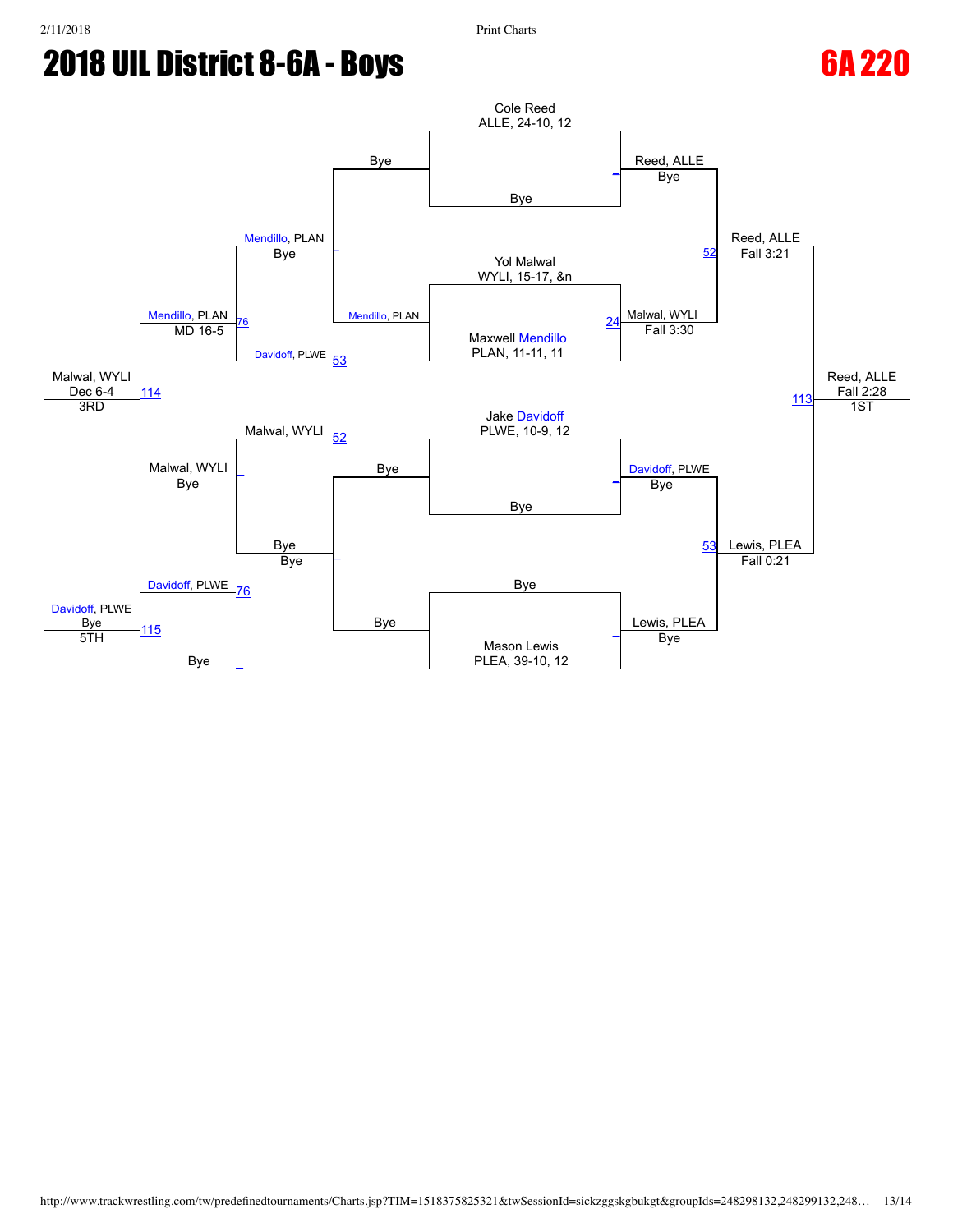# 2018 UIL District 8-6A - Boys

## 6A 220

### Championship Bracket

**Entrants**

- Cole Reed, ALLE, 24-10, 12
- Bye
- Yol Malwal, WYLI, 15-17, &n
- Maxwell Mendillo, PLAN, 11-11, 11
- Jake Davidoff, PLWE, 10-9, 12
- Bye
- Bye
- Mason Lewis, PLEA, 39-10, 12

**First Round**

- Reed, ALLE — Bye
- Malwal, WYLI — Fall 3:30 (24)
- Davidoff, PLWE — Bye
- Lewis, PLEA — Bye

**Semifinals**

- Reed, ALLE — Fall 3:21 (52)
- Lewis, PLEA — Fall 0:21 (53)

**Final (113)**

- Reed, ALLE — Fall 2:28 — 1ST

### Consolation Bracket

- Bye / Mendillo, PLAN → Mendillo, PLAN — Bye
- Bye / Bye → Bye — Bye
- Mendillo, PLAN / Davidoff, PLWE (53) → Mendillo, PLAN — MD 16-5 (76)
- Malwal, WYLI (52) / Bye → Malwal, WYLI — Bye
- Mendillo, PLAN / Malwal, WYLI (114) → Malwal, WYLI — Dec 6-4 — 3RD
- Davidoff, PLWE (76) / Bye (115) → Davidoff, PLWE — Bye — 5TH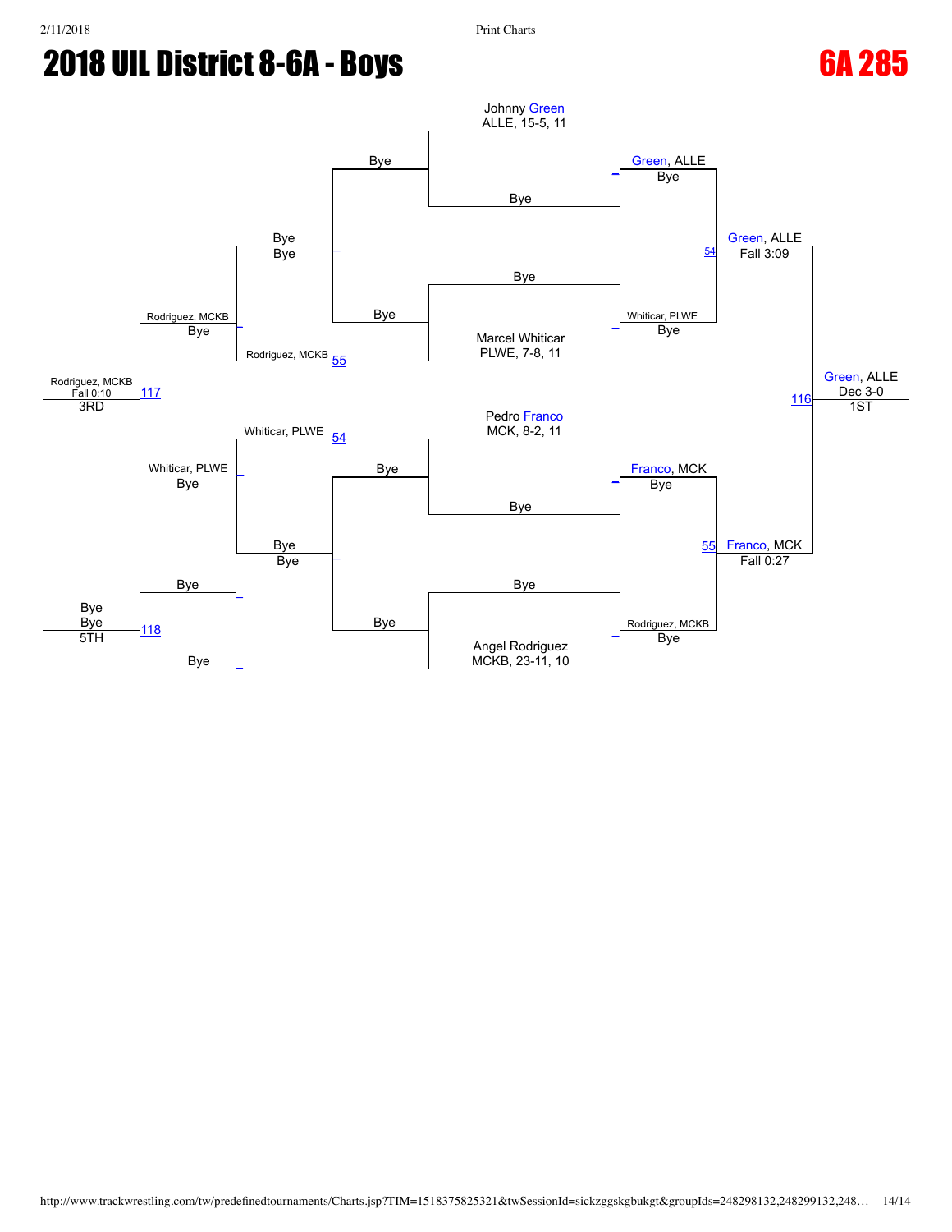# 2018 UIL District 8-6A - Boys

# 6A 285

Johnny Green
ALLE, 15-5, 11

Bye

Bye

Green, ALLE
Bye

Bye
Bye

Green, ALLE
Fall 3:09

54

Bye

Marcel Whiticar
PLWE, 7-8, 11

Bye

Whiticar, PLWE
Bye

Rodriguez, MCKB
Bye

Rodriguez, MCKB 55

Rodriguez, MCKB
Fall 0:10
3RD

117

Green, ALLE
Dec 3-0
1ST

116

Whiticar, PLWE 54

Pedro Franco
MCK, 8-2, 11

Bye

Bye

Franco, MCK
Bye

Whiticar, PLWE
Bye

Bye
Bye

55

Franco, MCK
Fall 0:27

Bye

Bye

Bye

Angel Rodriguez
MCKB, 23-11, 10

Rodriguez, MCKB
Bye

Bye
Bye
5TH

118

Bye